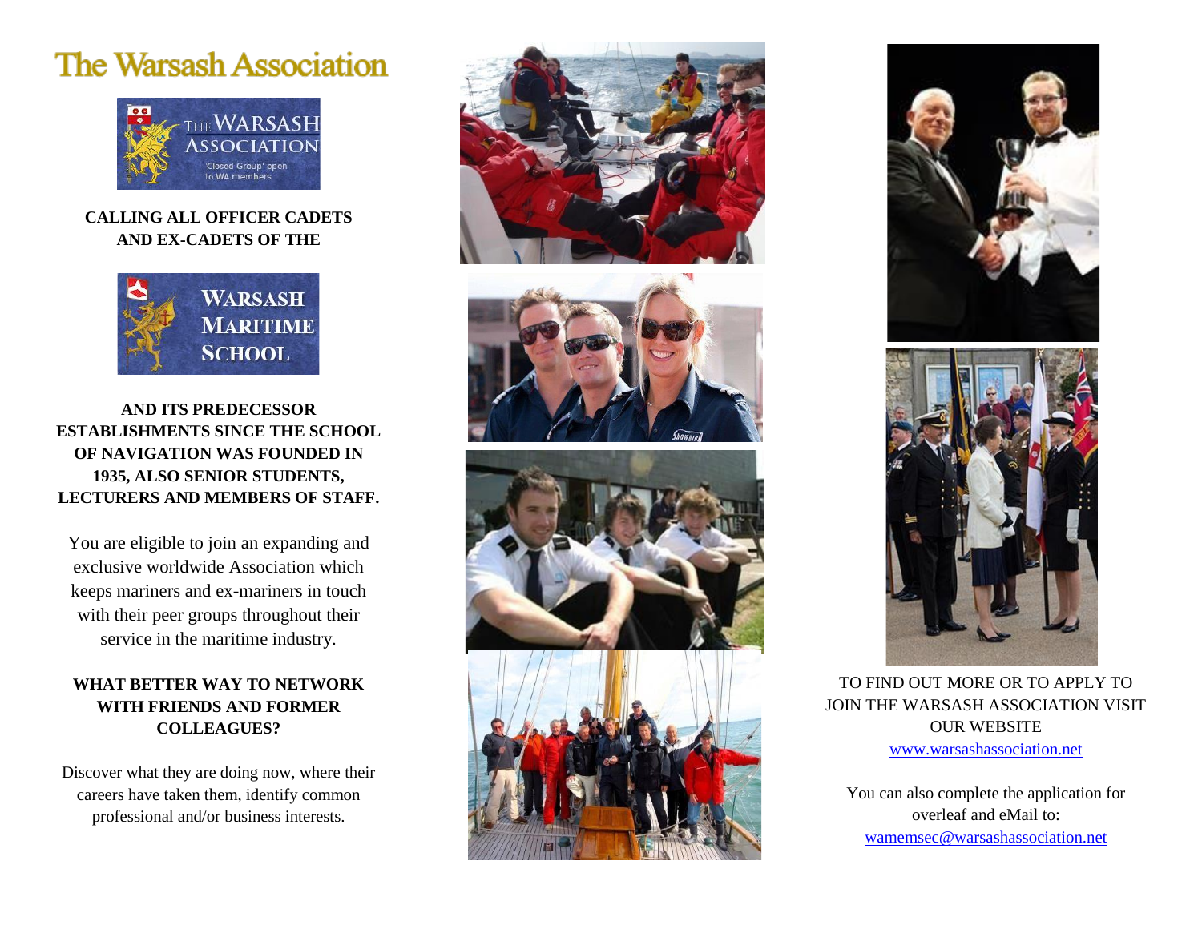# The Warsash Association

THE WARSASH ASSOCIATION

'Closed Group' open to WA members

**CALLING ALL OFFICER CADETS AND EX-CADETS OF THE**

WARSASH MARITIME SCHOOL

**AND ITS PREDECESSOR ESTABLISHMENTS SINCE THE SCHOOL OF NAVIGATION WAS FOUNDED IN 1935, ALSO SENIOR STUDENTS, LECTURERS AND MEMBERS OF STAFF.**

You are eligible to join an expanding and exclusive worldwide Association which keeps mariners and ex-mariners in touch with their peer groups throughout their service in the maritime industry.

**WHAT BETTER WAY TO NETWORK WITH FRIENDS AND FORMER COLLEAGUES?**

Discover what they are doing now, where their careers have taken them, identify common professional and/or business interests.

TO FIND OUT MORE OR TO APPLY TO JOIN THE WARSASH ASSOCIATION VISIT OUR WEBSITE

www.warsashassociation.net

You can also complete the application for overleaf and eMail to:

wamemsec@warsashassociation.net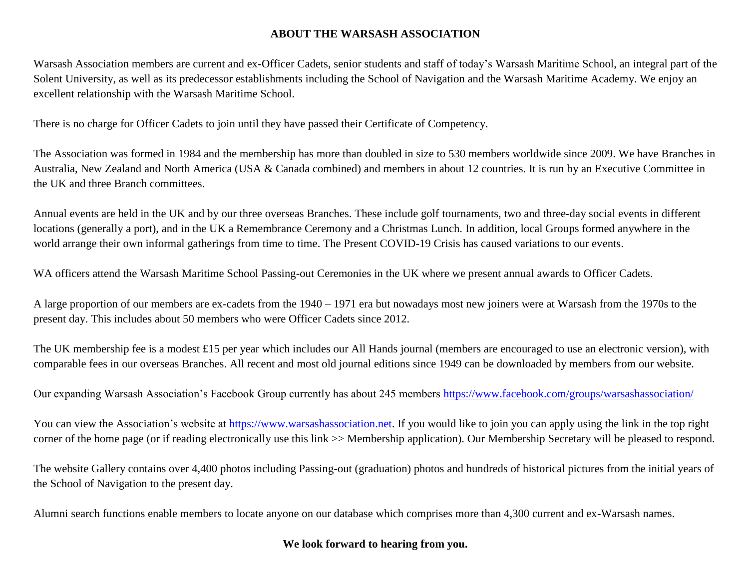## ABOUT THE WARSASH ASSOCIATION

Warsash Association members are current and ex-Officer Cadets, senior students and staff of today's Warsash Maritime School, an integral part of the Solent University, as well as its predecessor establishments including the School of Navigation and the Warsash Maritime Academy. We enjoy an excellent relationship with the Warsash Maritime School.

There is no charge for Officer Cadets to join until they have passed their Certificate of Competency.

The Association was formed in 1984 and the membership has more than doubled in size to 530 members worldwide since 2009. We have Branches in Australia, New Zealand and North America (USA & Canada combined) and members in about 12 countries. It is run by an Executive Committee in the UK and three Branch committees.

Annual events are held in the UK and by our three overseas Branches. These include golf tournaments, two and three-day social events in different locations (generally a port), and in the UK a Remembrance Ceremony and a Christmas Lunch. In addition, local Groups formed anywhere in the world arrange their own informal gatherings from time to time. The Present COVID-19 Crisis has caused variations to our events.

WA officers attend the Warsash Maritime School Passing-out Ceremonies in the UK where we present annual awards to Officer Cadets.

A large proportion of our members are ex-cadets from the 1940 – 1971 era but nowadays most new joiners were at Warsash from the 1970s to the present day. This includes about 50 members who were Officer Cadets since 2012.

The UK membership fee is a modest £15 per year which includes our All Hands journal (members are encouraged to use an electronic version), with comparable fees in our overseas Branches. All recent and most old journal editions since 1949 can be downloaded by members from our website.

Our expanding Warsash Association's Facebook Group currently has about 245 members [https://www.facebook.com/groups/warsashassociation/](https://www.facebook.com/groups/warsashassociation/)

You can view the Association's website at [https://www.warsashassociation.net](https://www.warsashassociation.net). If you would like to join you can apply using the link in the top right corner of the home page (or if reading electronically use this link >> Membership application). Our Membership Secretary will be pleased to respond.

The website Gallery contains over 4,400 photos including Passing-out (graduation) photos and hundreds of historical pictures from the initial years of the School of Navigation to the present day.

Alumni search functions enable members to locate anyone on our database which comprises more than 4,300 current and ex-Warsash names.

**We look forward to hearing from you.**